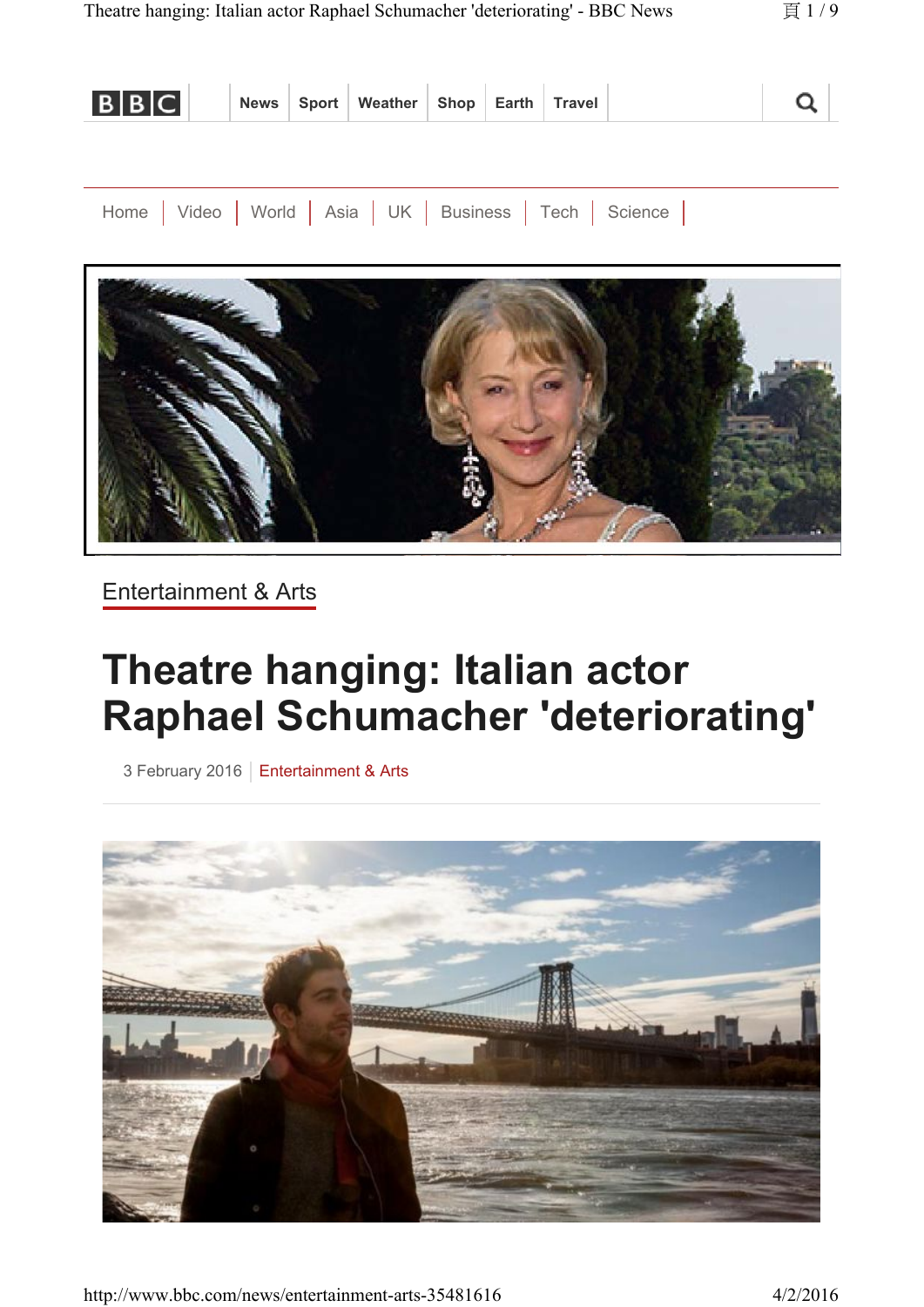News | Sport | Weather | Shop | Earth | Travel

Home | Video | World | Asia | UK | Business | Tech | Science

Entertainment & Arts

# Theatre hanging: Italian actor Raphael Schumacher 'deteriorating'

3 February 2016 | Entertainment & Arts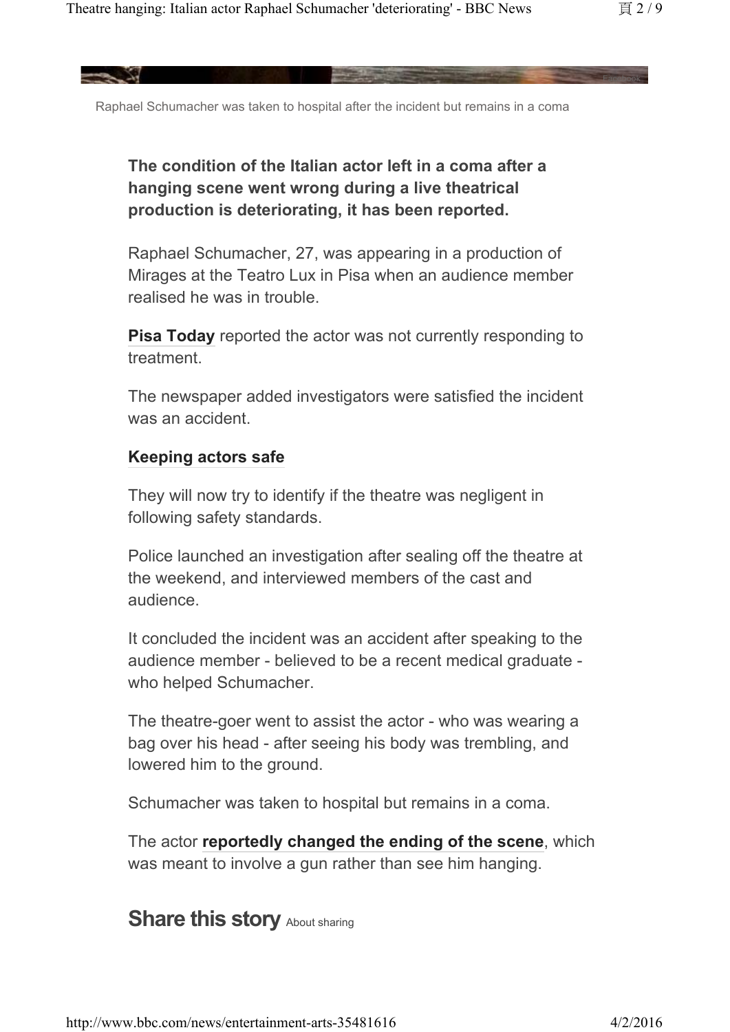Raphael Schumacher was taken to hospital after the incident but remains in a coma

**The condition of the Italian actor left in a coma after a hanging scene went wrong during a live theatrical production is deteriorating, it has been reported.**

Raphael Schumacher, 27, was appearing in a production of Mirages at the Teatro Lux in Pisa when an audience member realised he was in trouble.

**Pisa Today** reported the actor was not currently responding to treatment.

The newspaper added investigators were satisfied the incident was an accident.

**Keeping actors safe**

They will now try to identify if the theatre was negligent in following safety standards.

Police launched an investigation after sealing off the theatre at the weekend, and interviewed members of the cast and audience.

It concluded the incident was an accident after speaking to the audience member - believed to be a recent medical graduate - who helped Schumacher.

The theatre-goer went to assist the actor - who was wearing a bag over his head - after seeing his body was trembling, and lowered him to the ground.

Schumacher was taken to hospital but remains in a coma.

The actor **reportedly changed the ending of the scene**, which was meant to involve a gun rather than see him hanging.

## Share this story About sharing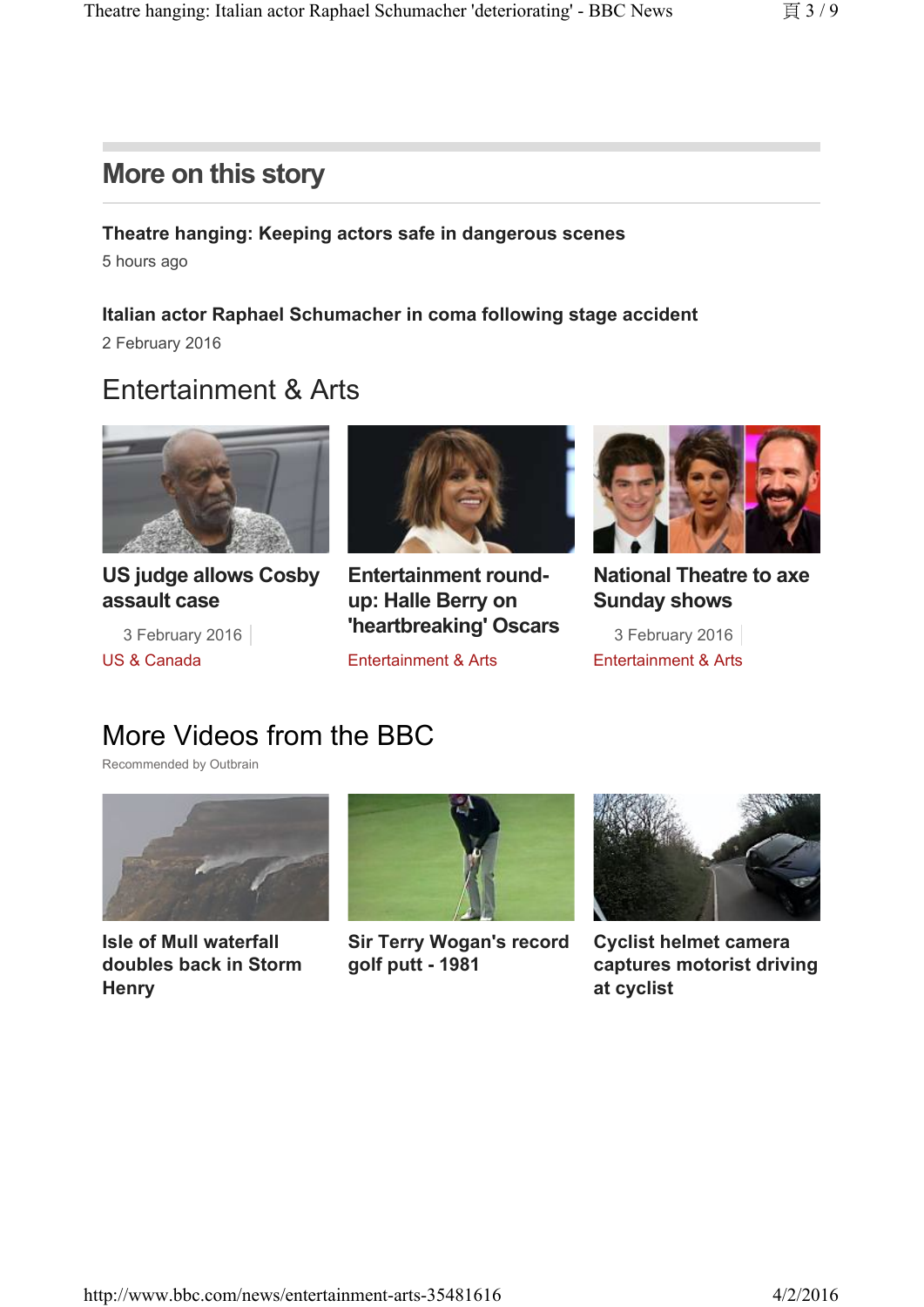## More on this story

**Theatre hanging: Keeping actors safe in dangerous scenes**

5 hours ago

**Italian actor Raphael Schumacher in coma following stage accident**

2 February 2016

## Entertainment & Arts

**US judge allows Cosby assault case**

3 February 2016

US & Canada

**Entertainment round-up: Halle Berry on 'heartbreaking' Oscars**

Entertainment & Arts

**National Theatre to axe Sunday shows**

3 February 2016

Entertainment & Arts

## More Videos from the BBC

Recommended by Outbrain

**Isle of Mull waterfall doubles back in Storm Henry**

**Sir Terry Wogan's record golf putt - 1981**

**Cyclist helmet camera captures motorist driving at cyclist**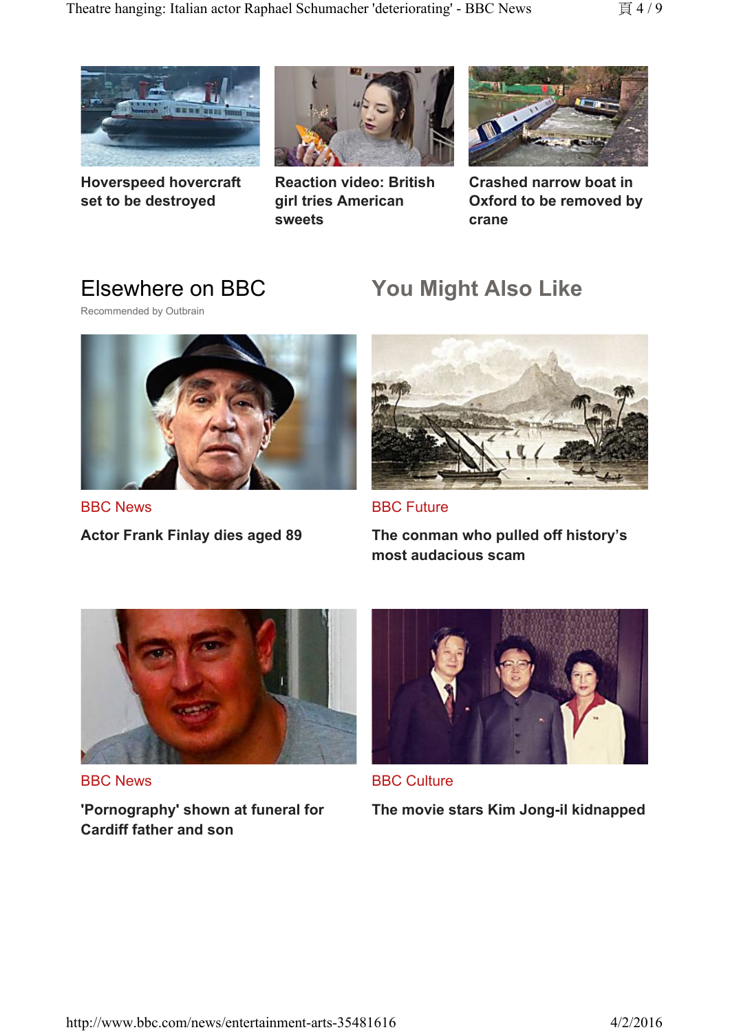Hoverspeed hovercraft set to be destroyed

Reaction video: British girl tries American sweets

Crashed narrow boat in Oxford to be removed by crane

## Elsewhere on BBC

Recommended by Outbrain

BBC News

**Actor Frank Finlay dies aged 89**

BBC News

**'Pornography' shown at funeral for Cardiff father and son**

## You Might Also Like

BBC Future

**The conman who pulled off history's most audacious scam**

BBC Culture

**The movie stars Kim Jong-il kidnapped**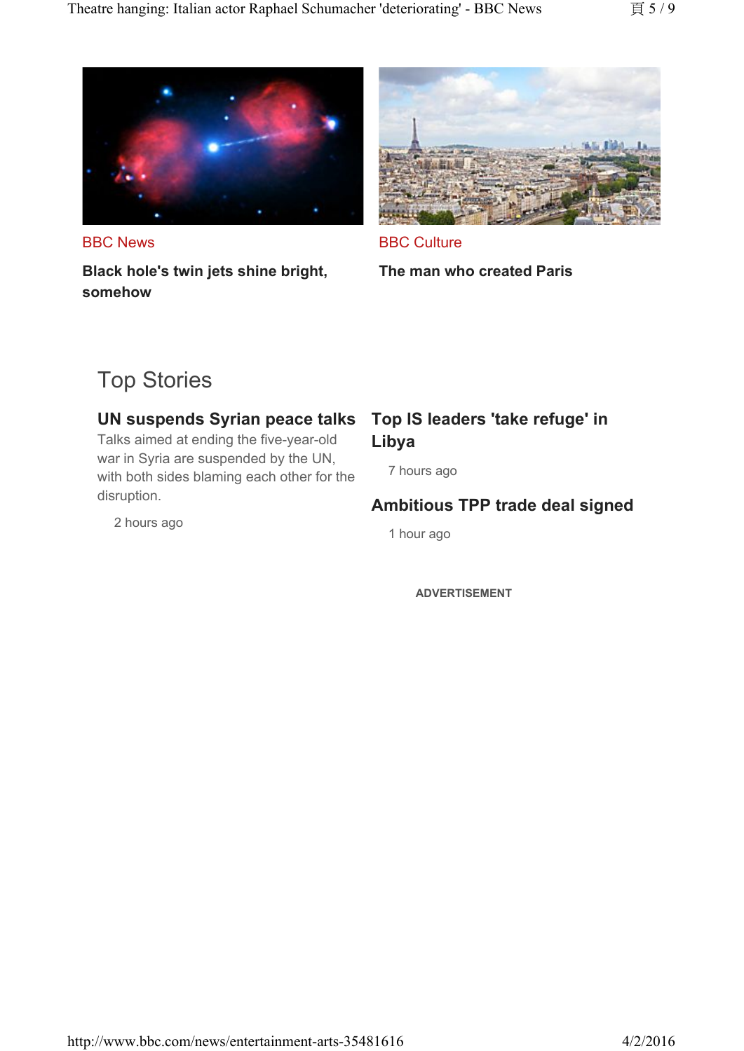BBC News

**Black hole's twin jets shine bright, somehow**

BBC Culture

**The man who created Paris**

## Top Stories

### UN suspends Syrian peace talks

Talks aimed at ending the five-year-old war in Syria are suspended by the UN, with both sides blaming each other for the disruption.

2 hours ago

### Top IS leaders 'take refuge' in Libya

7 hours ago

### Ambitious TPP trade deal signed

1 hour ago

ADVERTISEMENT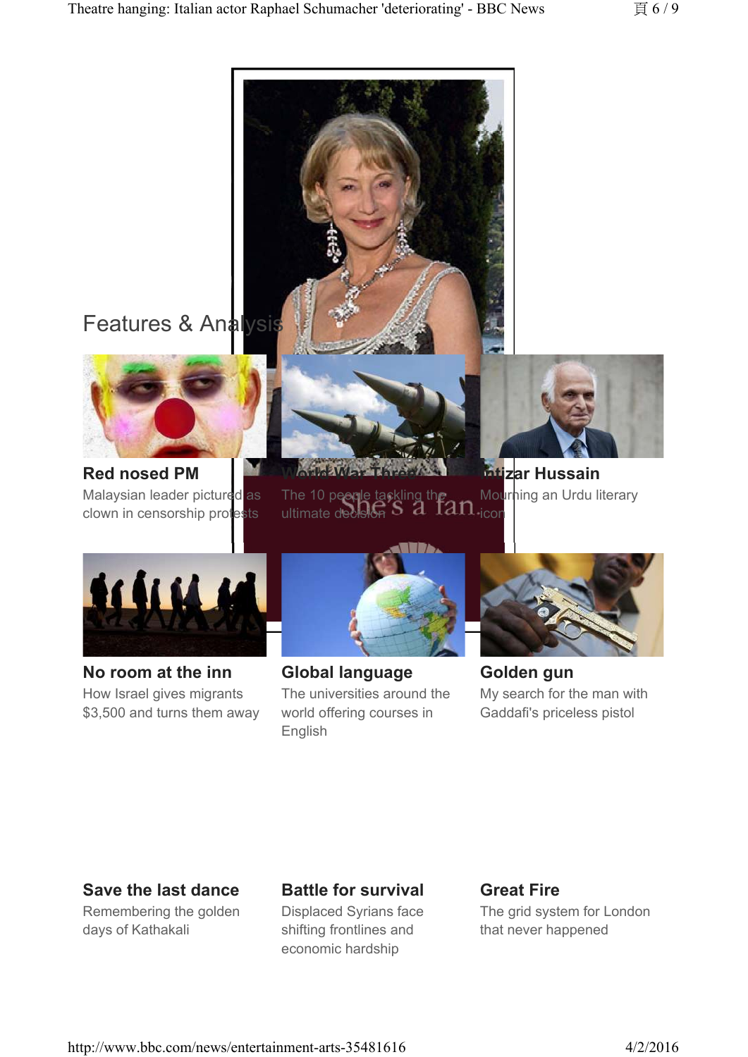## Features & Analysis

**Red nosed PM**

Malaysian leader pictured as clown in censorship protests

**World War Three**

The 10 people tasking the ultimate decision

She's a fan

**Intizar Hussain**

Mourning an Urdu literary icon

**No room at the inn**

How Israel gives migrants $3,500 and turns them away

**Global language**

The universities around the world offering courses in English

**Golden gun**

My search for the man with Gaddafi's priceless pistol

**Save the last dance**

Remembering the golden days of Kathakali

**Battle for survival**

Displaced Syrians face shifting frontlines and economic hardship

**Great Fire**

The grid system for London that never happened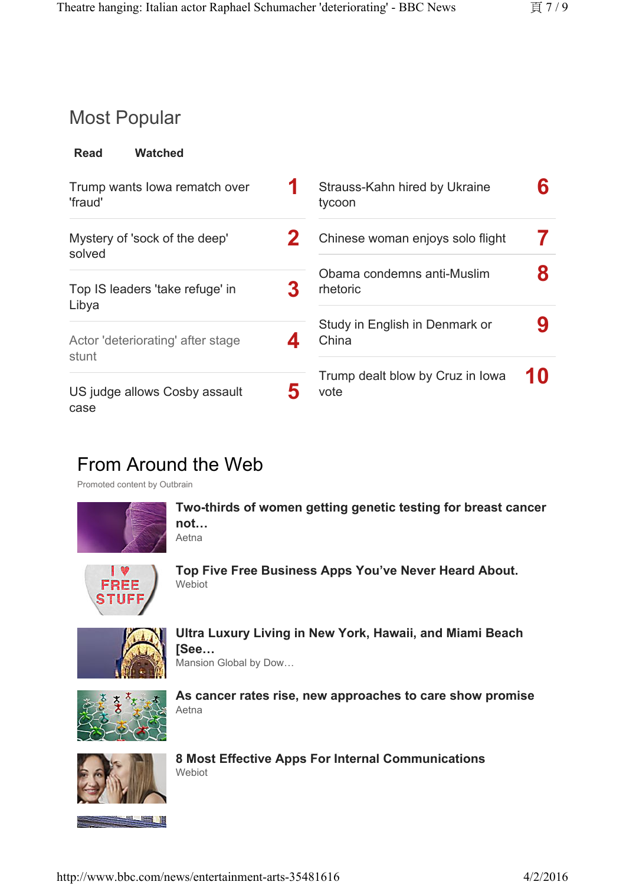## Most Popular

**Read** **Watched**

1. Trump wants Iowa rematch over 'fraud'
2. Mystery of 'sock of the deep' solved
3. Top IS leaders 'take refuge' in Libya
4. Actor 'deteriorating' after stage stunt
5. US judge allows Cosby assault case
6. Strauss-Kahn hired by Ukraine tycoon
7. Chinese woman enjoys solo flight
8. Obama condemns anti-Muslim rhetoric
9. Study in English in Denmark or China
10. Trump dealt blow by Cruz in Iowa vote

## From Around the Web

Promoted content by Outbrain

**Two-thirds of women getting genetic testing for breast cancer not…**
Aetna

**Top Five Free Business Apps You've Never Heard About.**
Webiot

**Ultra Luxury Living in New York, Hawaii, and Miami Beach [See…**
Mansion Global by Dow…

**As cancer rates rise, new approaches to care show promise**
Aetna

**8 Most Effective Apps For Internal Communications**
Webiot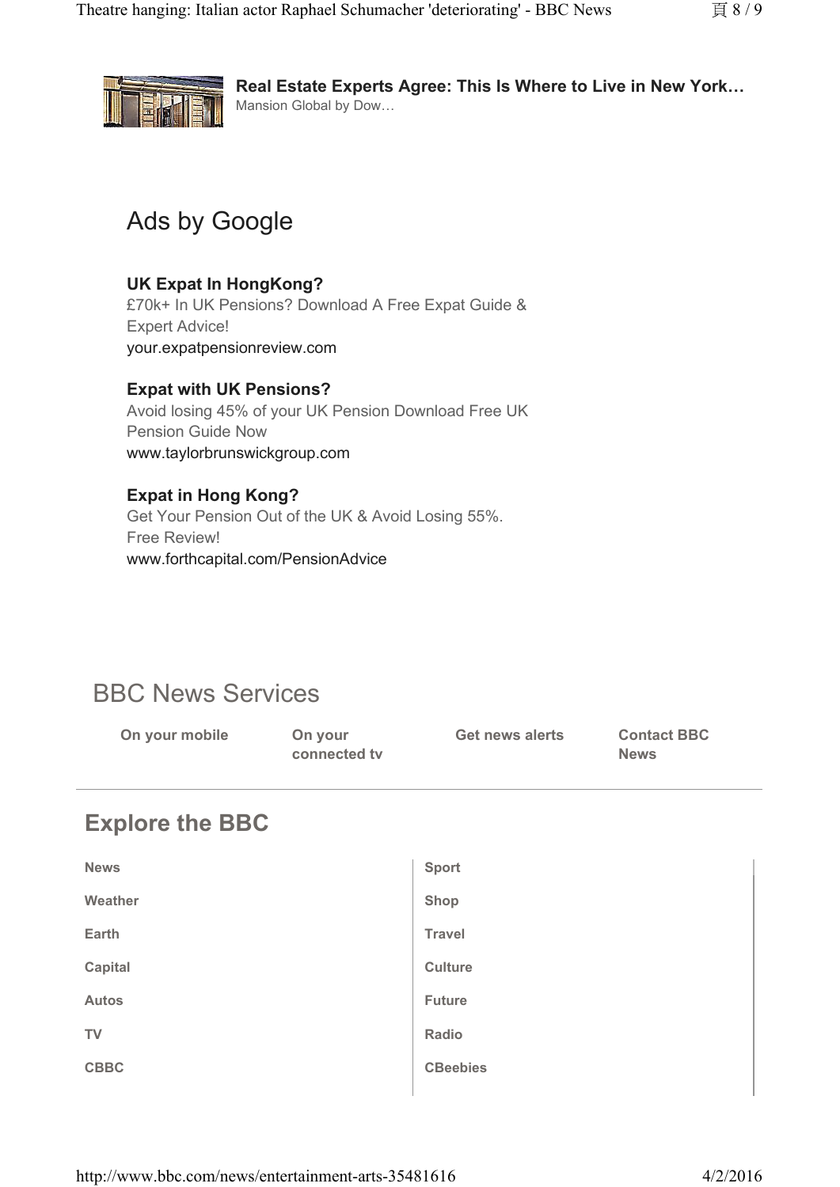**Real Estate Experts Agree: This Is Where to Live in New York…**
Mansion Global by Dow…

## Ads by Google

**UK Expat In HongKong?**
£70k+ In UK Pensions? Download A Free Expat Guide & Expert Advice!
your.expatpensionreview.com

**Expat with UK Pensions?**
Avoid losing 45% of your UK Pension Download Free UK Pension Guide Now
www.taylorbrunswickgroup.com

**Expat in Hong Kong?**
Get Your Pension Out of the UK & Avoid Losing 55%. Free Review!
www.forthcapital.com/PensionAdvice

## BBC News Services

- **On your mobile**
- **On your connected tv**
- **Get news alerts**
- **Contact BBC News**

## Explore the BBC

| | |
|---|---|
| **News** | **Sport** |
| **Weather** | **Shop** |
| **Earth** | **Travel** |
| **Capital** | **Culture** |
| **Autos** | **Future** |
| **TV** | **Radio** |
| **CBBC** | **CBeebies** |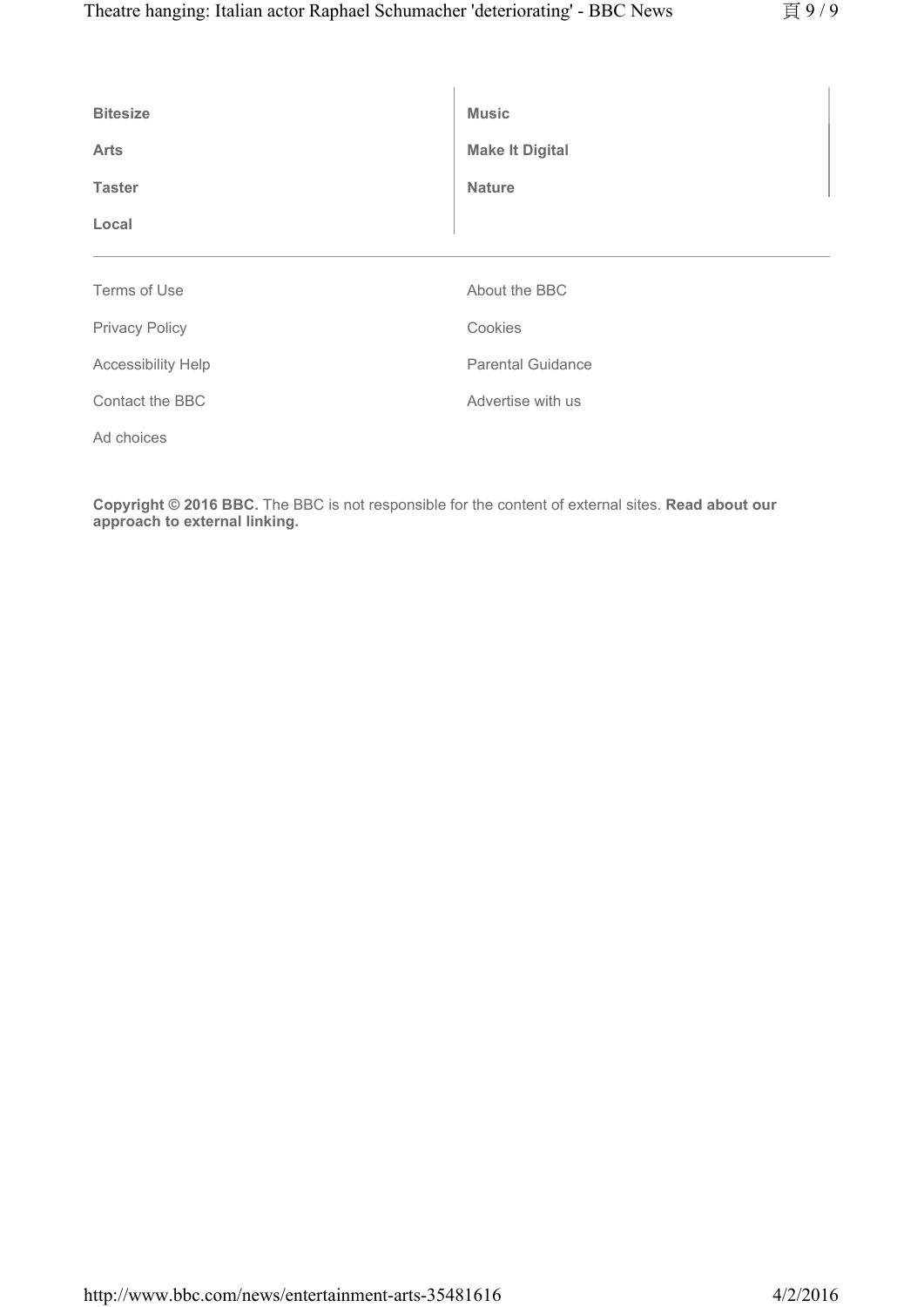**Bitesize**

**Arts**

**Taster**

**Local**

**Music**

**Make It Digital**

**Nature**

---

Terms of Use

Privacy Policy

Accessibility Help

Contact the BBC

Ad choices

About the BBC

Cookies

Parental Guidance

Advertise with us

**Copyright © 2016 BBC.** The BBC is not responsible for the content of external sites. **Read about our approach to external linking.**